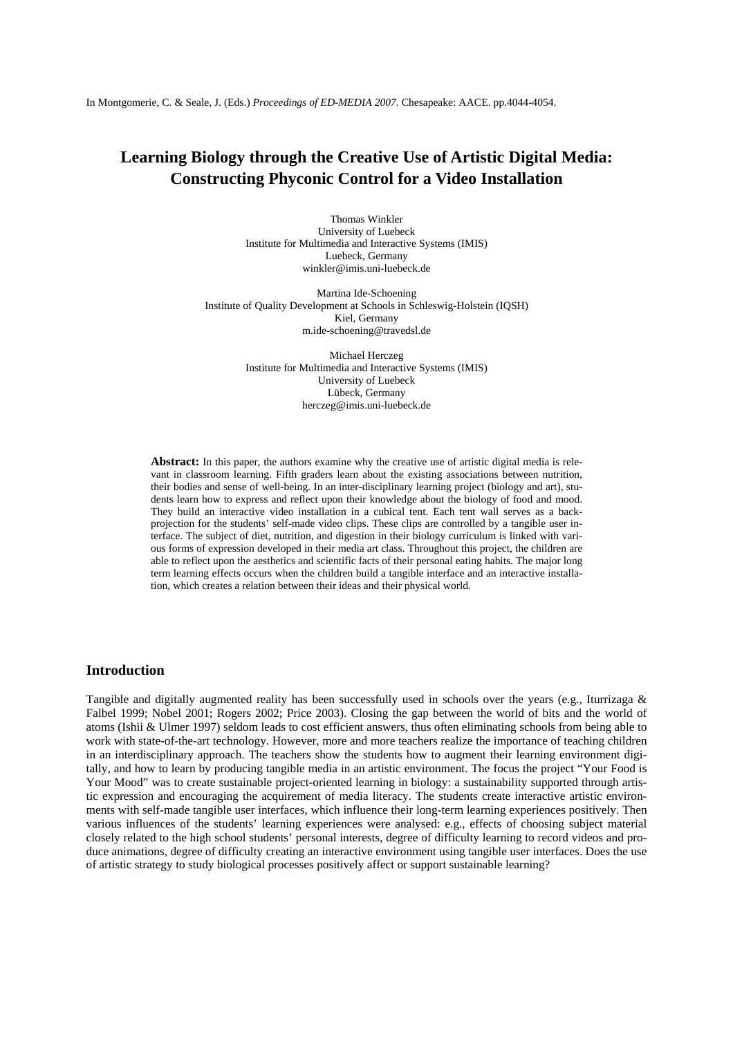In Montgomerie, C. & Seale, J. (Eds.) *Proceedings of ED-MEDIA 2007*. Chesapeake: AACE. pp.4044-4054.

# Learning Biology through the Creative Use of Artistic Digital Media: Constructing Phyconic Control for a Video Installation

Thomas Winkler
University of Luebeck
Institute for Multimedia and Interactive Systems (IMIS)
Luebeck, Germany
winkler@imis.uni-luebeck.de

Martina Ide-Schoening
Institute of Quality Development at Schools in Schleswig-Holstein (IQSH)
Kiel, Germany
m.ide-schoening@travedsl.de

Michael Herczeg
Institute for Multimedia and Interactive Systems (IMIS)
University of Luebeck
Lübeck, Germany
herczeg@imis.uni-luebeck.de

**Abstract:** In this paper, the authors examine why the creative use of artistic digital media is relevant in classroom learning. Fifth graders learn about the existing associations between nutrition, their bodies and sense of well-being. In an inter-disciplinary learning project (biology and art), students learn how to express and reflect upon their knowledge about the biology of food and mood. They build an interactive video installation in a cubical tent. Each tent wall serves as a back-projection for the students' self-made video clips. These clips are controlled by a tangible user interface. The subject of diet, nutrition, and digestion in their biology curriculum is linked with various forms of expression developed in their media art class. Throughout this project, the children are able to reflect upon the aesthetics and scientific facts of their personal eating habits. The major long term learning effects occurs when the children build a tangible interface and an interactive installation, which creates a relation between their ideas and their physical world.

## Introduction

Tangible and digitally augmented reality has been successfully used in schools over the years (e.g., Iturrizaga & Falbel 1999; Nobel 2001; Rogers 2002; Price 2003). Closing the gap between the world of bits and the world of atoms (Ishii & Ulmer 1997) seldom leads to cost efficient answers, thus often eliminating schools from being able to work with state-of-the-art technology. However, more and more teachers realize the importance of teaching children in an interdisciplinary approach. The teachers show the students how to augment their learning environment digitally, and how to learn by producing tangible media in an artistic environment. The focus the project "Your Food is Your Mood" was to create sustainable project-oriented learning in biology: a sustainability supported through artistic expression and encouraging the acquirement of media literacy. The students create interactive artistic environments with self-made tangible user interfaces, which influence their long-term learning experiences positively. Then various influences of the students' learning experiences were analysed: e.g., effects of choosing subject material closely related to the high school students' personal interests, degree of difficulty learning to record videos and produce animations, degree of difficulty creating an interactive environment using tangible user interfaces. Does the use of artistic strategy to study biological processes positively affect or support sustainable learning?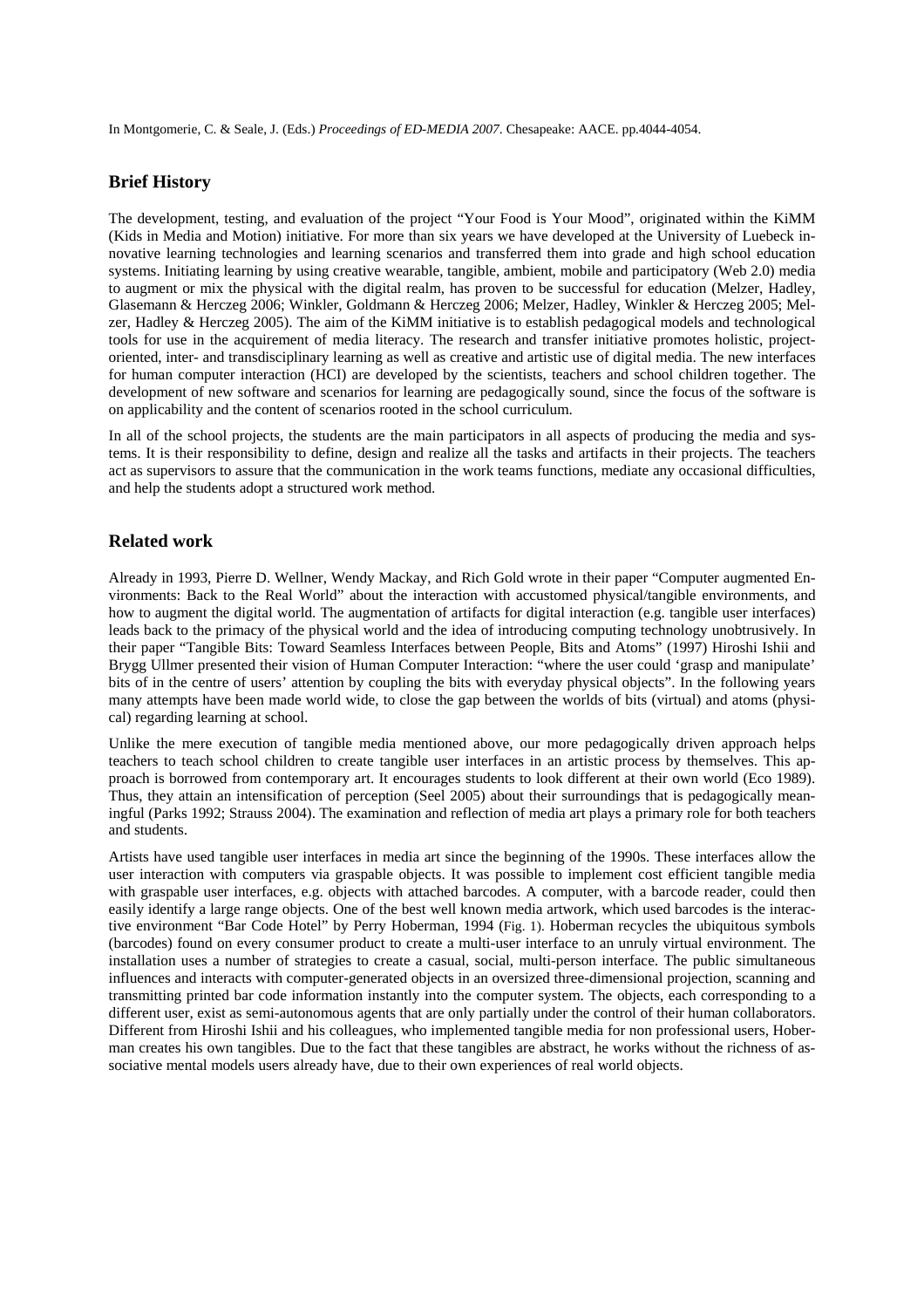## Brief History

The development, testing, and evaluation of the project "Your Food is Your Mood", originated within the KiMM (Kids in Media and Motion) initiative. For more than six years we have developed at the University of Luebeck innovative learning technologies and learning scenarios and transferred them into grade and high school education systems. Initiating learning by using creative wearable, tangible, ambient, mobile and participatory (Web 2.0) media to augment or mix the physical with the digital realm, has proven to be successful for education (Melzer, Hadley, Glasemann & Herczeg 2006; Winkler, Goldmann & Herczeg 2006; Melzer, Hadley, Winkler & Herczeg 2005; Melzer, Hadley & Herczeg 2005). The aim of the KiMM initiative is to establish pedagogical models and technological tools for use in the acquirement of media literacy. The research and transfer initiative promotes holistic, project-oriented, inter- and transdisciplinary learning as well as creative and artistic use of digital media. The new interfaces for human computer interaction (HCI) are developed by the scientists, teachers and school children together. The development of new software and scenarios for learning are pedagogically sound, since the focus of the software is on applicability and the content of scenarios rooted in the school curriculum.

In all of the school projects, the students are the main participators in all aspects of producing the media and systems. It is their responsibility to define, design and realize all the tasks and artifacts in their projects. The teachers act as supervisors to assure that the communication in the work teams functions, mediate any occasional difficulties, and help the students adopt a structured work method.

## Related work

Already in 1993, Pierre D. Wellner, Wendy Mackay, and Rich Gold wrote in their paper "Computer augmented Environments: Back to the Real World" about the interaction with accustomed physical/tangible environments, and how to augment the digital world. The augmentation of artifacts for digital interaction (e.g. tangible user interfaces) leads back to the primacy of the physical world and the idea of introducing computing technology unobtrusively. In their paper "Tangible Bits: Toward Seamless Interfaces between People, Bits and Atoms" (1997) Hiroshi Ishii and Brygg Ullmer presented their vision of Human Computer Interaction: "where the user could 'grasp and manipulate' bits of in the centre of users' attention by coupling the bits with everyday physical objects". In the following years many attempts have been made world wide, to close the gap between the worlds of bits (virtual) and atoms (physical) regarding learning at school.

Unlike the mere execution of tangible media mentioned above, our more pedagogically driven approach helps teachers to teach school children to create tangible user interfaces in an artistic process by themselves. This approach is borrowed from contemporary art. It encourages students to look different at their own world (Eco 1989). Thus, they attain an intensification of perception (Seel 2005) about their surroundings that is pedagogically meaningful (Parks 1992; Strauss 2004). The examination and reflection of media art plays a primary role for both teachers and students.

Artists have used tangible user interfaces in media art since the beginning of the 1990s. These interfaces allow the user interaction with computers via graspable objects. It was possible to implement cost efficient tangible media with graspable user interfaces, e.g. objects with attached barcodes. A computer, with a barcode reader, could then easily identify a large range objects. One of the best well known media artwork, which used barcodes is the interactive environment "Bar Code Hotel" by Perry Hoberman, 1994 (Fig. 1). Hoberman recycles the ubiquitous symbols (barcodes) found on every consumer product to create a multi-user interface to an unruly virtual environment. The installation uses a number of strategies to create a casual, social, multi-person interface. The public simultaneous influences and interacts with computer-generated objects in an oversized three-dimensional projection, scanning and transmitting printed bar code information instantly into the computer system. The objects, each corresponding to a different user, exist as semi-autonomous agents that are only partially under the control of their human collaborators. Different from Hiroshi Ishii and his colleagues, who implemented tangible media for non professional users, Hoberman creates his own tangibles. Due to the fact that these tangibles are abstract, he works without the richness of associative mental models users already have, due to their own experiences of real world objects.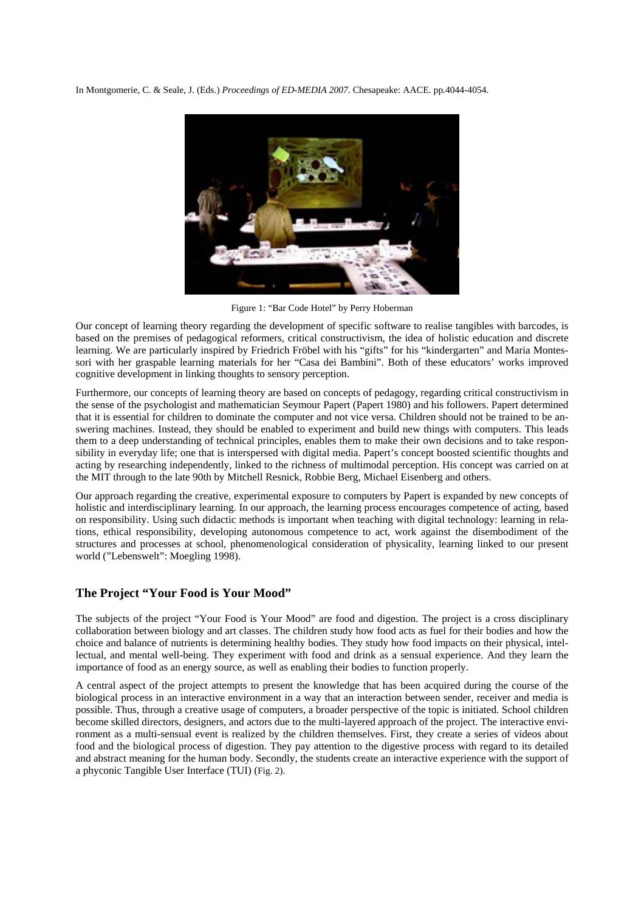Figure 1: "Bar Code Hotel" by Perry Hoberman

Our concept of learning theory regarding the development of specific software to realise tangibles with barcodes, is based on the premises of pedagogical reformers, critical constructivism, the idea of holistic education and discrete learning. We are particularly inspired by Friedrich Fröbel with his "gifts" for his "kindergarten" and Maria Montessori with her graspable learning materials for her "Casa dei Bambini". Both of these educators' works improved cognitive development in linking thoughts to sensory perception.

Furthermore, our concepts of learning theory are based on concepts of pedagogy, regarding critical constructivism in the sense of the psychologist and mathematician Seymour Papert (Papert 1980) and his followers. Papert determined that it is essential for children to dominate the computer and not vice versa. Children should not be trained to be answering machines. Instead, they should be enabled to experiment and build new things with computers. This leads them to a deep understanding of technical principles, enables them to make their own decisions and to take responsibility in everyday life; one that is interspersed with digital media. Papert's concept boosted scientific thoughts and acting by researching independently, linked to the richness of multimodal perception. His concept was carried on at the MIT through to the late 90th by Mitchell Resnick, Robbie Berg, Michael Eisenberg and others.

Our approach regarding the creative, experimental exposure to computers by Papert is expanded by new concepts of holistic and interdisciplinary learning. In our approach, the learning process encourages competence of acting, based on responsibility. Using such didactic methods is important when teaching with digital technology: learning in relations, ethical responsibility, developing autonomous competence to act, work against the disembodiment of the structures and processes at school, phenomenological consideration of physicality, learning linked to our present world ("Lebenswelt": Moegling 1998).

## The Project "Your Food is Your Mood"

The subjects of the project "Your Food is Your Mood" are food and digestion. The project is a cross disciplinary collaboration between biology and art classes. The children study how food acts as fuel for their bodies and how the choice and balance of nutrients is determining healthy bodies. They study how food impacts on their physical, intellectual, and mental well-being. They experiment with food and drink as a sensual experience. And they learn the importance of food as an energy source, as well as enabling their bodies to function properly.

A central aspect of the project attempts to present the knowledge that has been acquired during the course of the biological process in an interactive environment in a way that an interaction between sender, receiver and media is possible. Thus, through a creative usage of computers, a broader perspective of the topic is initiated. School children become skilled directors, designers, and actors due to the multi-layered approach of the project. The interactive environment as a multi-sensual event is realized by the children themselves. First, they create a series of videos about food and the biological process of digestion. They pay attention to the digestive process with regard to its detailed and abstract meaning for the human body. Secondly, the students create an interactive experience with the support of a phyconic Tangible User Interface (TUI) (Fig. 2).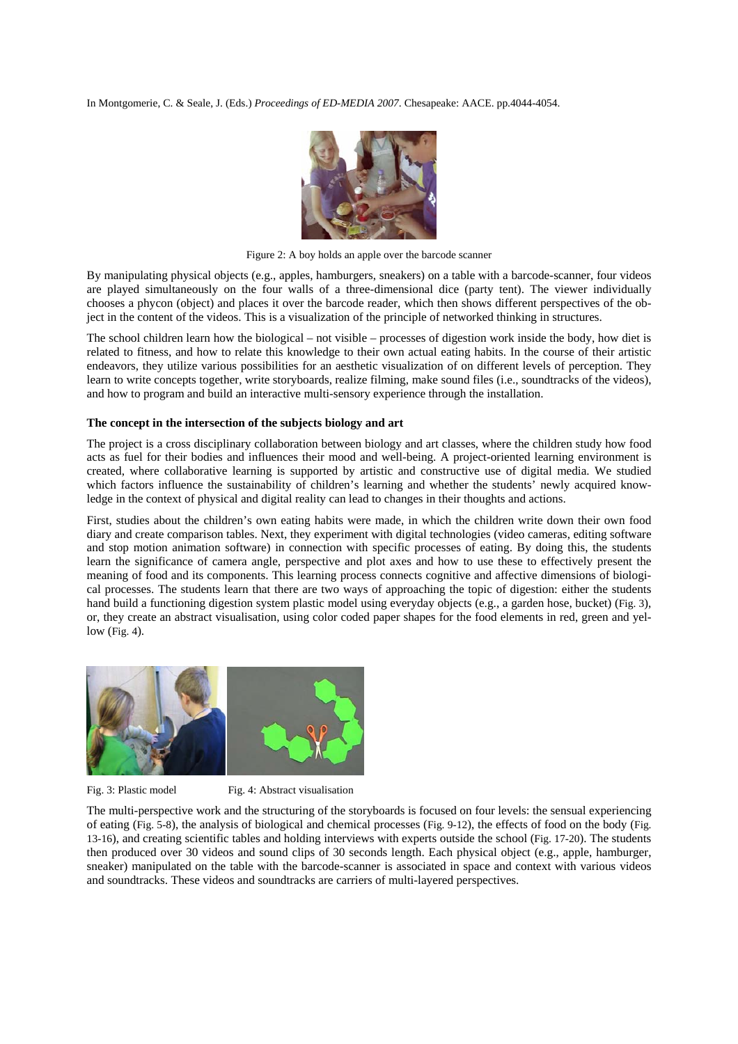Figure 2: A boy holds an apple over the barcode scanner

By manipulating physical objects (e.g., apples, hamburgers, sneakers) on a table with a barcode-scanner, four videos are played simultaneously on the four walls of a three-dimensional dice (party tent). The viewer individually chooses a phycon (object) and places it over the barcode reader, which then shows different perspectives of the object in the content of the videos. This is a visualization of the principle of networked thinking in structures.

The school children learn how the biological – not visible – processes of digestion work inside the body, how diet is related to fitness, and how to relate this knowledge to their own actual eating habits. In the course of their artistic endeavors, they utilize various possibilities for an aesthetic visualization of on different levels of perception. They learn to write concepts together, write storyboards, realize filming, make sound files (i.e., soundtracks of the videos), and how to program and build an interactive multi-sensory experience through the installation.

**The concept in the intersection of the subjects biology and art**

The project is a cross disciplinary collaboration between biology and art classes, where the children study how food acts as fuel for their bodies and influences their mood and well-being. A project-oriented learning environment is created, where collaborative learning is supported by artistic and constructive use of digital media. We studied which factors influence the sustainability of children's learning and whether the students' newly acquired knowledge in the context of physical and digital reality can lead to changes in their thoughts and actions.

First, studies about the children's own eating habits were made, in which the children write down their own food diary and create comparison tables. Next, they experiment with digital technologies (video cameras, editing software and stop motion animation software) in connection with specific processes of eating. By doing this, the students learn the significance of camera angle, perspective and plot axes and how to use these to effectively present the meaning of food and its components. This learning process connects cognitive and affective dimensions of biological processes. The students learn that there are two ways of approaching the topic of digestion: either the students hand build a functioning digestion system plastic model using everyday objects (e.g., a garden hose, bucket) (Fig. 3), or, they create an abstract visualisation, using color coded paper shapes for the food elements in red, green and yellow (Fig. 4).

Fig. 3: Plastic model

Fig. 4: Abstract visualisation

The multi-perspective work and the structuring of the storyboards is focused on four levels: the sensual experiencing of eating (Fig. 5-8), the analysis of biological and chemical processes (Fig. 9-12), the effects of food on the body (Fig. 13-16), and creating scientific tables and holding interviews with experts outside the school (Fig. 17-20). The students then produced over 30 videos and sound clips of 30 seconds length. Each physical object (e.g., apple, hamburger, sneaker) manipulated on the table with the barcode-scanner is associated in space and context with various videos and soundtracks. These videos and soundtracks are carriers of multi-layered perspectives.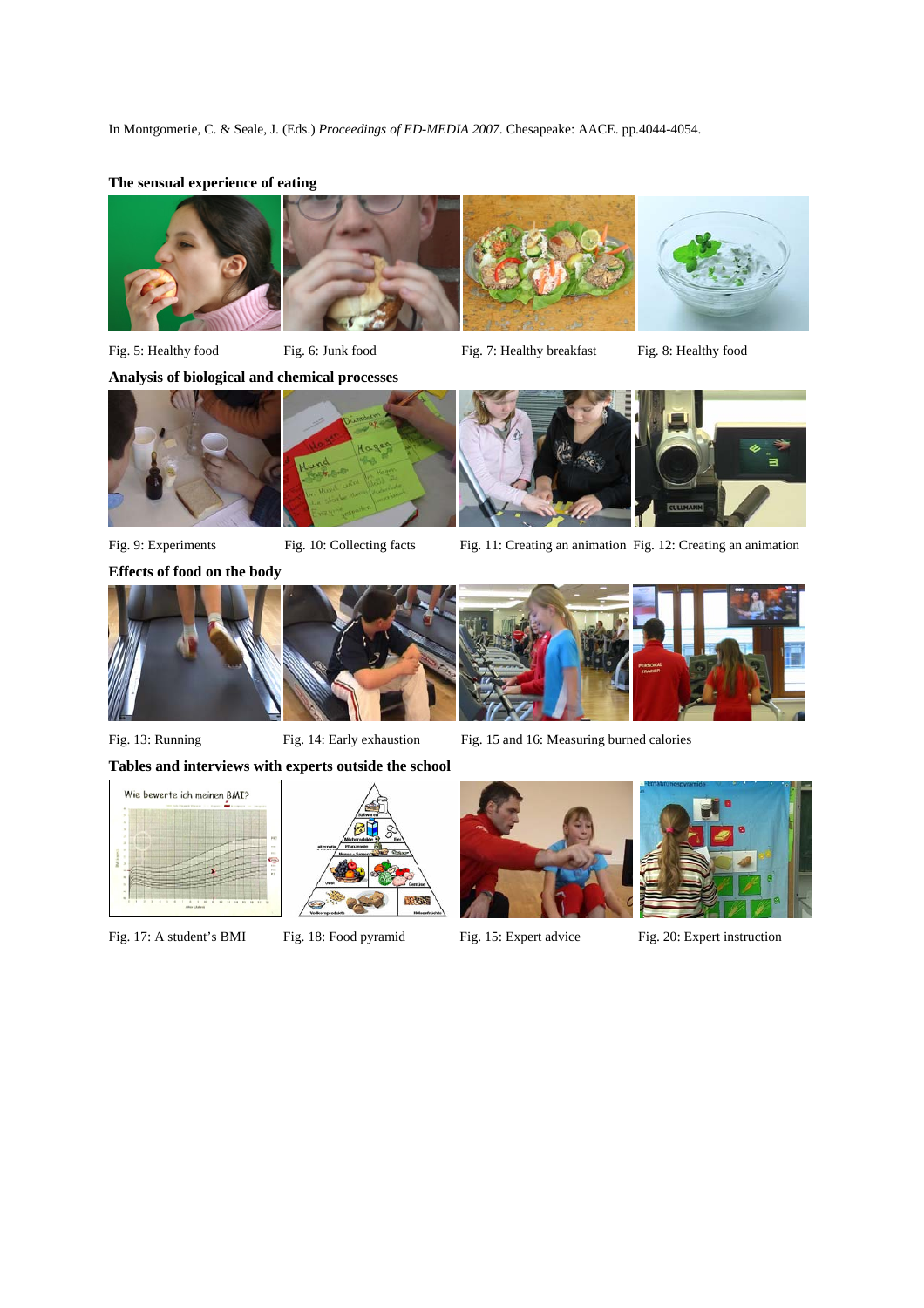In Montgomerie, C. & Seale, J. (Eds.) *Proceedings of ED-MEDIA 2007*. Chesapeake: AACE. pp.4044-4054.

**The sensual experience of eating**

Fig. 5: Healthy food Fig. 6: Junk food Fig. 7: Healthy breakfast Fig. 8: Healthy food

**Analysis of biological and chemical processes**

Fig. 9: Experiments Fig. 10: Collecting facts Fig. 11: Creating an animation Fig. 12: Creating an animation

**Effects of food on the body**

Fig. 13: Running Fig. 14: Early exhaustion Fig. 15 and 16: Measuring burned calories

**Tables and interviews with experts outside the school**

Fig. 17: A student's BMI Fig. 18: Food pyramid Fig. 15: Expert advice Fig. 20: Expert instruction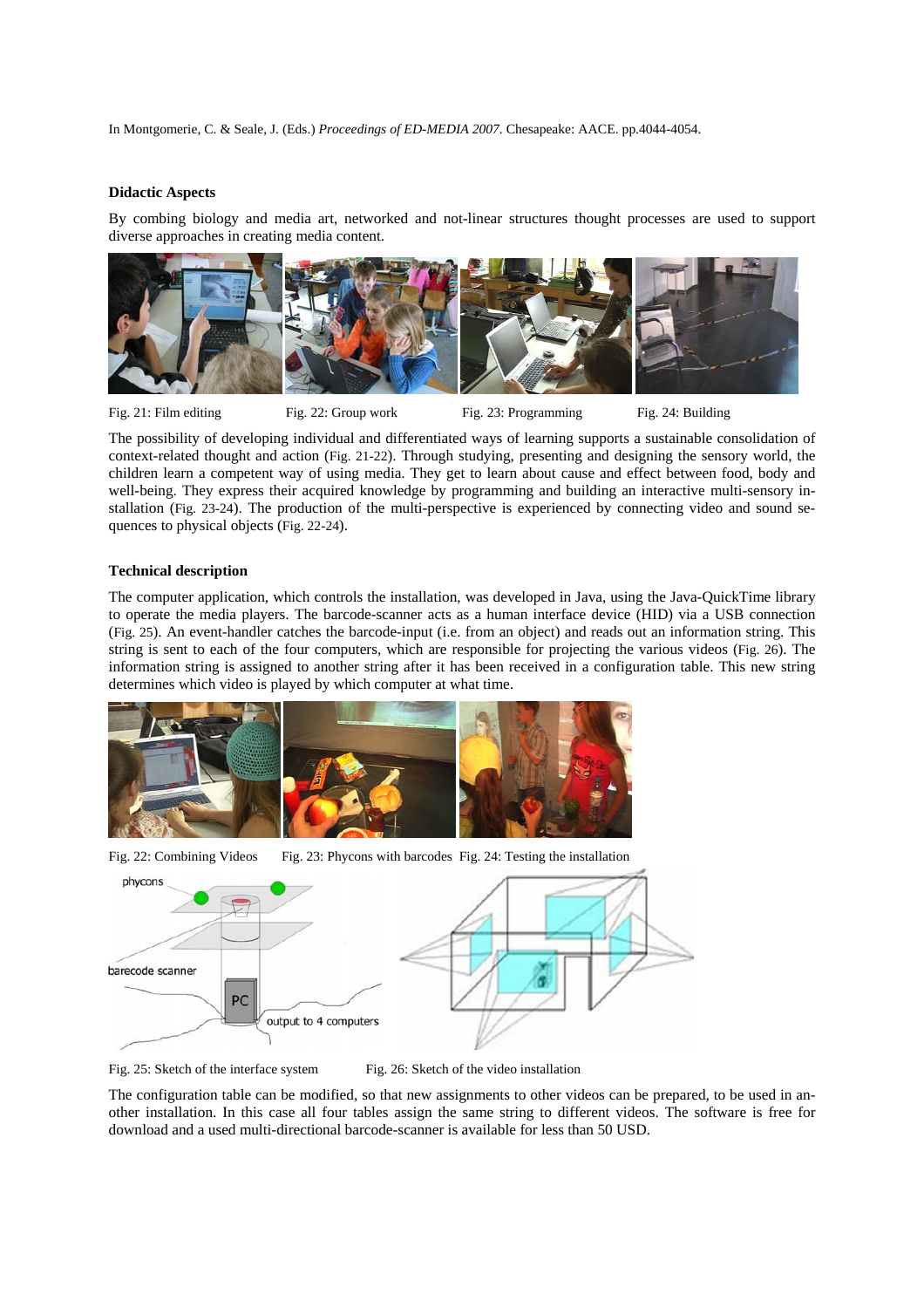## Didactic Aspects

By combing biology and media art, networked and not-linear structures thought processes are used to support diverse approaches in creating media content.

Fig. 21: Film editing Fig. 22: Group work Fig. 23: Programming Fig. 24: Building

The possibility of developing individual and differentiated ways of learning supports a sustainable consolidation of context-related thought and action (Fig. 21-22). Through studying, presenting and designing the sensory world, the children learn a competent way of using media. They get to learn about cause and effect between food, body and well-being. They express their acquired knowledge by programming and building an interactive multi-sensory installation (Fig. 23-24). The production of the multi-perspective is experienced by connecting video and sound sequences to physical objects (Fig. 22-24).

## Technical description

The computer application, which controls the installation, was developed in Java, using the Java-QuickTime library to operate the media players. The barcode-scanner acts as a human interface device (HID) via a USB connection (Fig. 25). An event-handler catches the barcode-input (i.e. from an object) and reads out an information string. This string is sent to each of the four computers, which are responsible for projecting the various videos (Fig. 26). The information string is assigned to another string after it has been received in a configuration table. This new string determines which video is played by which computer at what time.

Fig. 22: Combining Videos Fig. 23: Phycons with barcodes Fig. 24: Testing the installation

Fig. 25: Sketch of the interface system Fig. 26: Sketch of the video installation

The configuration table can be modified, so that new assignments to other videos can be prepared, to be used in another installation. In this case all four tables assign the same string to different videos. The software is free for download and a used multi-directional barcode-scanner is available for less than 50 USD.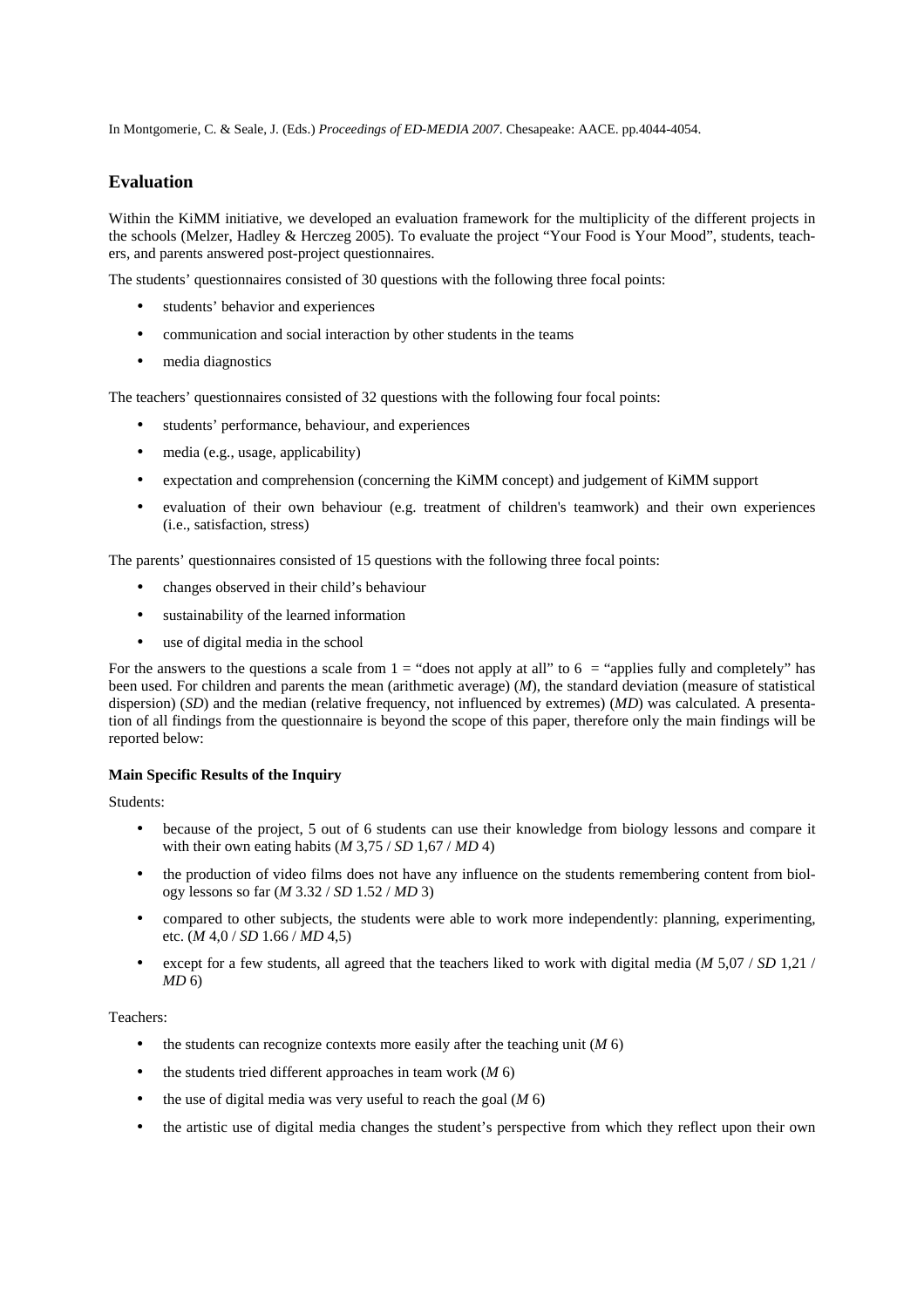## Evaluation

Within the KiMM initiative, we developed an evaluation framework for the multiplicity of the different projects in the schools (Melzer, Hadley & Herczeg 2005). To evaluate the project "Your Food is Your Mood", students, teachers, and parents answered post-project questionnaires.

The students' questionnaires consisted of 30 questions with the following three focal points:

- students' behavior and experiences
- communication and social interaction by other students in the teams
- media diagnostics

The teachers' questionnaires consisted of 32 questions with the following four focal points:

- students' performance, behaviour, and experiences
- media (e.g., usage, applicability)
- expectation and comprehension (concerning the KiMM concept) and judgement of KiMM support
- evaluation of their own behaviour (e.g. treatment of children's teamwork) and their own experiences (i.e., satisfaction, stress)

The parents' questionnaires consisted of 15 questions with the following three focal points:

- changes observed in their child's behaviour
- sustainability of the learned information
- use of digital media in the school

For the answers to the questions a scale from 1 = "does not apply at all" to 6 = "applies fully and completely" has been used. For children and parents the mean (arithmetic average) (*M*), the standard deviation (measure of statistical dispersion) (*SD*) and the median (relative frequency, not influenced by extremes) (*MD*) was calculated. A presentation of all findings from the questionnaire is beyond the scope of this paper, therefore only the main findings will be reported below:

#### Main Specific Results of the Inquiry

Students:

- because of the project, 5 out of 6 students can use their knowledge from biology lessons and compare it with their own eating habits (*M* 3,75 / *SD* 1,67 / *MD* 4)
- the production of video films does not have any influence on the students remembering content from biology lessons so far (*M* 3.32 / *SD* 1.52 / *MD* 3)
- compared to other subjects, the students were able to work more independently: planning, experimenting, etc. (*M* 4,0 / *SD* 1.66 / *MD* 4,5)
- except for a few students, all agreed that the teachers liked to work with digital media (*M* 5,07 / *SD* 1,21 / *MD* 6)

Teachers:

- the students can recognize contexts more easily after the teaching unit (*M* 6)
- the students tried different approaches in team work (*M* 6)
- the use of digital media was very useful to reach the goal (*M* 6)
- the artistic use of digital media changes the student's perspective from which they reflect upon their own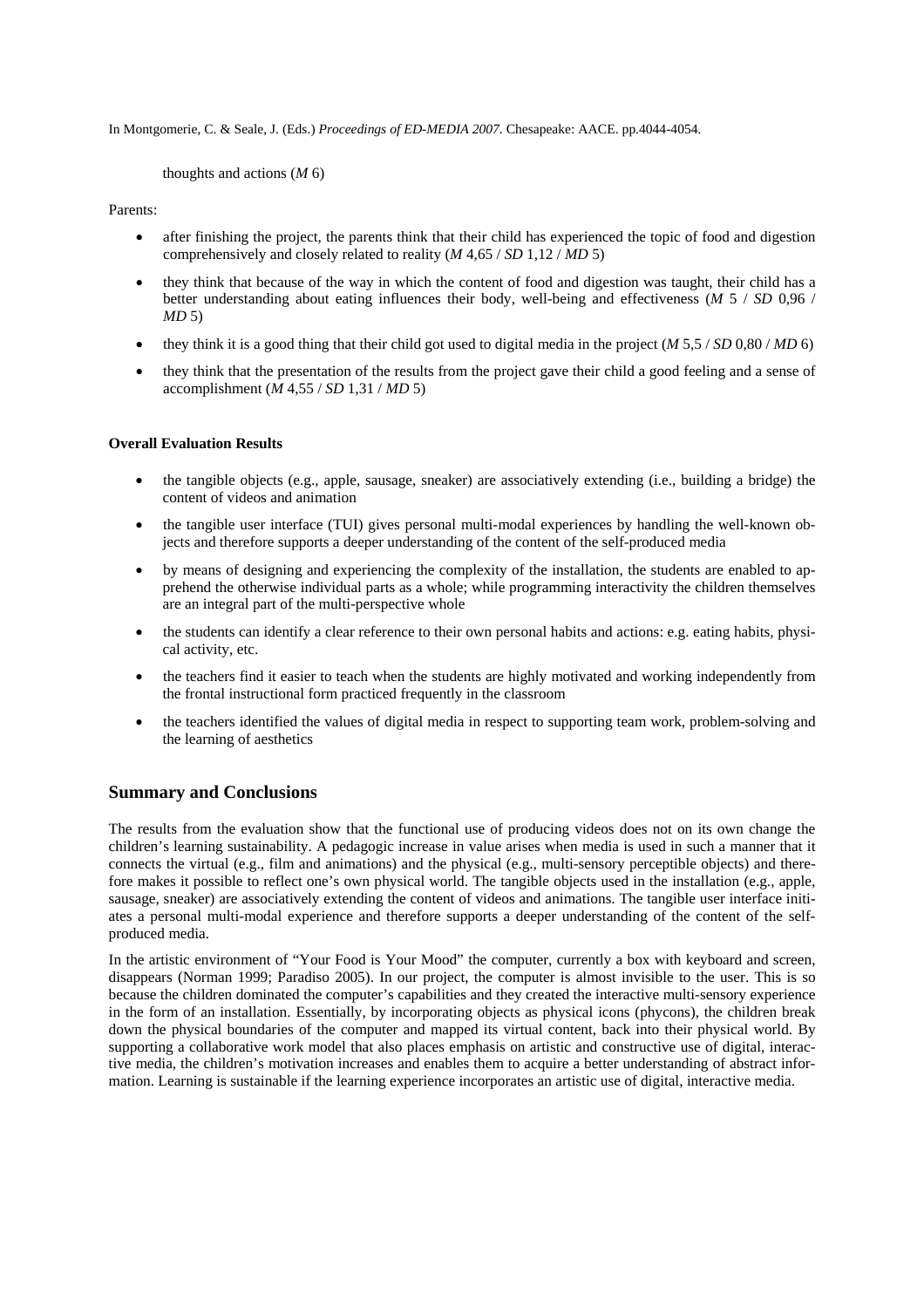thoughts and actions (*M* 6)

Parents:

- after finishing the project, the parents think that their child has experienced the topic of food and digestion comprehensively and closely related to reality (*M* 4,65 / *SD* 1,12 / *MD* 5)
- they think that because of the way in which the content of food and digestion was taught, their child has a better understanding about eating influences their body, well-being and effectiveness (*M* 5 / *SD* 0,96 / *MD* 5)
- they think it is a good thing that their child got used to digital media in the project (*M* 5,5 / *SD* 0,80 / *MD* 6)
- they think that the presentation of the results from the project gave their child a good feeling and a sense of accomplishment (*M* 4,55 / *SD* 1,31 / *MD* 5)

**Overall Evaluation Results**

- the tangible objects (e.g., apple, sausage, sneaker) are associatively extending (i.e., building a bridge) the content of videos and animation
- the tangible user interface (TUI) gives personal multi-modal experiences by handling the well-known objects and therefore supports a deeper understanding of the content of the self-produced media
- by means of designing and experiencing the complexity of the installation, the students are enabled to apprehend the otherwise individual parts as a whole; while programming interactivity the children themselves are an integral part of the multi-perspective whole
- the students can identify a clear reference to their own personal habits and actions: e.g. eating habits, physical activity, etc.
- the teachers find it easier to teach when the students are highly motivated and working independently from the frontal instructional form practiced frequently in the classroom
- the teachers identified the values of digital media in respect to supporting team work, problem-solving and the learning of aesthetics

## Summary and Conclusions

The results from the evaluation show that the functional use of producing videos does not on its own change the children's learning sustainability. A pedagogic increase in value arises when media is used in such a manner that it connects the virtual (e.g., film and animations) and the physical (e.g., multi-sensory perceptible objects) and therefore makes it possible to reflect one's own physical world. The tangible objects used in the installation (e.g., apple, sausage, sneaker) are associatively extending the content of videos and animations. The tangible user interface initiates a personal multi-modal experience and therefore supports a deeper understanding of the content of the self-produced media.

In the artistic environment of "Your Food is Your Mood" the computer, currently a box with keyboard and screen, disappears (Norman 1999; Paradiso 2005). In our project, the computer is almost invisible to the user. This is so because the children dominated the computer's capabilities and they created the interactive multi-sensory experience in the form of an installation. Essentially, by incorporating objects as physical icons (phycons), the children break down the physical boundaries of the computer and mapped its virtual content, back into their physical world. By supporting a collaborative work model that also places emphasis on artistic and constructive use of digital, interactive media, the children's motivation increases and enables them to acquire a better understanding of abstract information. Learning is sustainable if the learning experience incorporates an artistic use of digital, interactive media.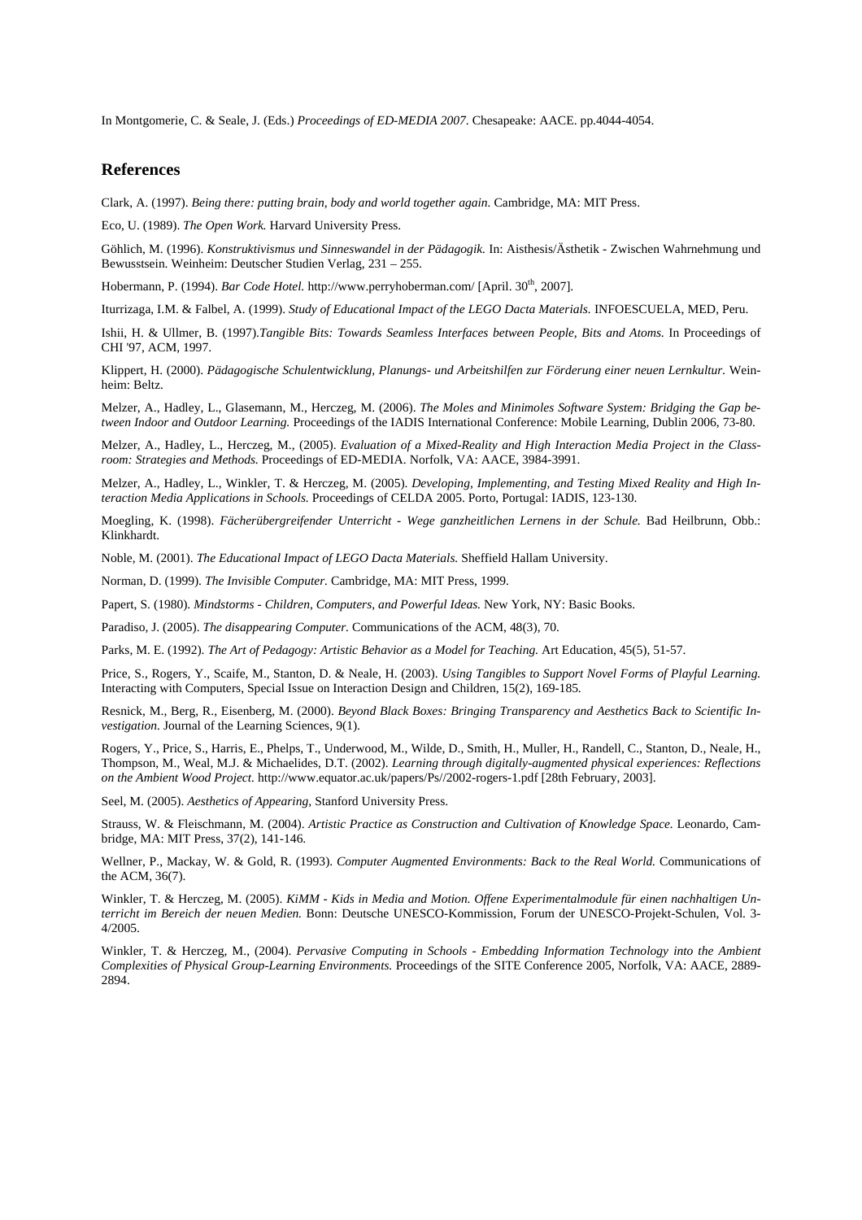In Montgomerie, C. & Seale, J. (Eds.) *Proceedings of ED-MEDIA 2007*. Chesapeake: AACE. pp.4044-4054.

## References

Clark, A. (1997). *Being there: putting brain, body and world together again.* Cambridge, MA: MIT Press.

Eco, U. (1989). *The Open Work.* Harvard University Press.

Göhlich, M. (1996). *Konstruktivismus und Sinneswandel in der Pädagogik.* In: Aisthesis/Ästhetik - Zwischen Wahrnehmung und Bewusstsein. Weinheim: Deutscher Studien Verlag, 231 – 255.

Hobermann, P. (1994). *Bar Code Hotel.* http://www.perryhoberman.com/ [April. 30th, 2007].

Iturrizaga, I.M. & Falbel, A. (1999). *Study of Educational Impact of the LEGO Dacta Materials.* INFOESCUELA, MED, Peru.

Ishii, H. & Ullmer, B. (1997).*Tangible Bits: Towards Seamless Interfaces between People, Bits and Atoms.* In Proceedings of CHI '97, ACM, 1997.

Klippert, H. (2000). *Pädagogische Schulentwicklung, Planungs- und Arbeitshilfen zur Förderung einer neuen Lernkultur.* Weinheim: Beltz.

Melzer, A., Hadley, L., Glasemann, M., Herczeg, M. (2006). *The Moles and Minimoles Software System: Bridging the Gap between Indoor and Outdoor Learning.* Proceedings of the IADIS International Conference: Mobile Learning, Dublin 2006, 73-80.

Melzer, A., Hadley, L., Herczeg, M., (2005). *Evaluation of a Mixed-Reality and High Interaction Media Project in the Classroom: Strategies and Methods.* Proceedings of ED-MEDIA. Norfolk, VA: AACE, 3984-3991.

Melzer, A., Hadley, L., Winkler, T. & Herczeg, M. (2005). *Developing, Implementing, and Testing Mixed Reality and High Interaction Media Applications in Schools.* Proceedings of CELDA 2005. Porto, Portugal: IADIS, 123-130.

Moegling, K. (1998). *Fächerübergreifender Unterricht - Wege ganzheitlichen Lernens in der Schule.* Bad Heilbrunn, Obb.: Klinkhardt.

Noble, M. (2001). *The Educational Impact of LEGO Dacta Materials.* Sheffield Hallam University.

Norman, D. (1999). *The Invisible Computer.* Cambridge, MA: MIT Press, 1999.

Papert, S. (1980). *Mindstorms - Children, Computers, and Powerful Ideas.* New York, NY: Basic Books.

Paradiso, J. (2005). *The disappearing Computer.* Communications of the ACM, 48(3), 70.

Parks, M. E. (1992). *The Art of Pedagogy: Artistic Behavior as a Model for Teaching.* Art Education, 45(5), 51-57.

Price, S., Rogers, Y., Scaife, M., Stanton, D. & Neale, H. (2003). *Using Tangibles to Support Novel Forms of Playful Learning.* Interacting with Computers, Special Issue on Interaction Design and Children, 15(2), 169-185.

Resnick, M., Berg, R., Eisenberg, M. (2000). *Beyond Black Boxes: Bringing Transparency and Aesthetics Back to Scientific Investigation.* Journal of the Learning Sciences, 9(1).

Rogers, Y., Price, S., Harris, E., Phelps, T., Underwood, M., Wilde, D., Smith, H., Muller, H., Randell, C., Stanton, D., Neale, H., Thompson, M., Weal, M.J. & Michaelides, D.T. (2002). *Learning through digitally-augmented physical experiences: Reflections on the Ambient Wood Project.* http://www.equator.ac.uk/papers/Ps//2002-rogers-1.pdf [28th February, 2003].

Seel, M. (2005). *Aesthetics of Appearing,* Stanford University Press.

Strauss, W. & Fleischmann, M. (2004). *Artistic Practice as Construction and Cultivation of Knowledge Space.* Leonardo, Cambridge, MA: MIT Press, 37(2), 141-146.

Wellner, P., Mackay, W. & Gold, R. (1993). *Computer Augmented Environments: Back to the Real World.* Communications of the ACM, 36(7).

Winkler, T. & Herczeg, M. (2005). *KiMM - Kids in Media and Motion. Offene Experimentalmodule für einen nachhaltigen Unterricht im Bereich der neuen Medien.* Bonn: Deutsche UNESCO-Kommission, Forum der UNESCO-Projekt-Schulen, Vol. 3-4/2005.

Winkler, T. & Herczeg, M., (2004). *Pervasive Computing in Schools - Embedding Information Technology into the Ambient Complexities of Physical Group-Learning Environments.* Proceedings of the SITE Conference 2005, Norfolk, VA: AACE, 2889-2894.